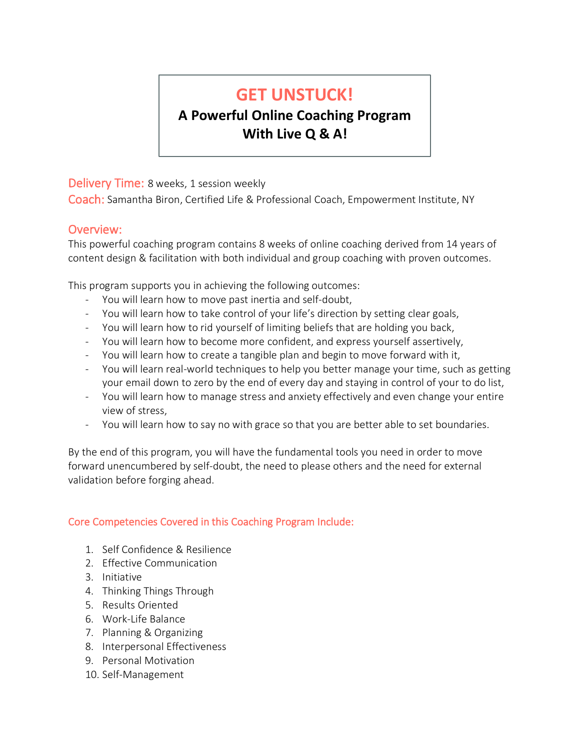# GET UNSTUCK!

## A Powerful Online Coaching Program With Live Q & A!

**Delivery Time:** 8 weeks, 1 session weekly

**Coach:** Samantha Biron, Certified Life & Professional Coach, Empowerment Institute, NY

## Overview:

This powerful coaching program contains 8 weeks of online coaching derived from 14 years of content design & facilitation with both individual and group coaching with proven outcomes.

This program supports you in achieving the following outcomes:

- You will learn how to move past inertia and self-doubt,
- You will learn how to take control of your life's direction by setting clear goals,
- You will learn how to rid yourself of limiting beliefs that are holding you back,
- You will learn how to become more confident, and express yourself assertively,
- You will learn how to create a tangible plan and begin to move forward with it,
- You will learn real-world techniques to help you better manage your time, such as getting your email down to zero by the end of every day and staying in control of your to do list,
- You will learn how to manage stress and anxiety effectively and even change your entire view of stress,
- You will learn how to say no with grace so that you are better able to set boundaries.

By the end of this program, you will have the fundamental tools you need in order to move forward unencumbered by self-doubt, the need to please others and the need for external validation before forging ahead.

### Core Competencies Covered in this Coaching Program Include:

1. Self Confidence & Resilience
2. Effective Communication
3. Initiative
4. Thinking Things Through
5. Results Oriented
6. Work-Life Balance
7. Planning & Organizing
8. Interpersonal Effectiveness
9. Personal Motivation
10. Self-Management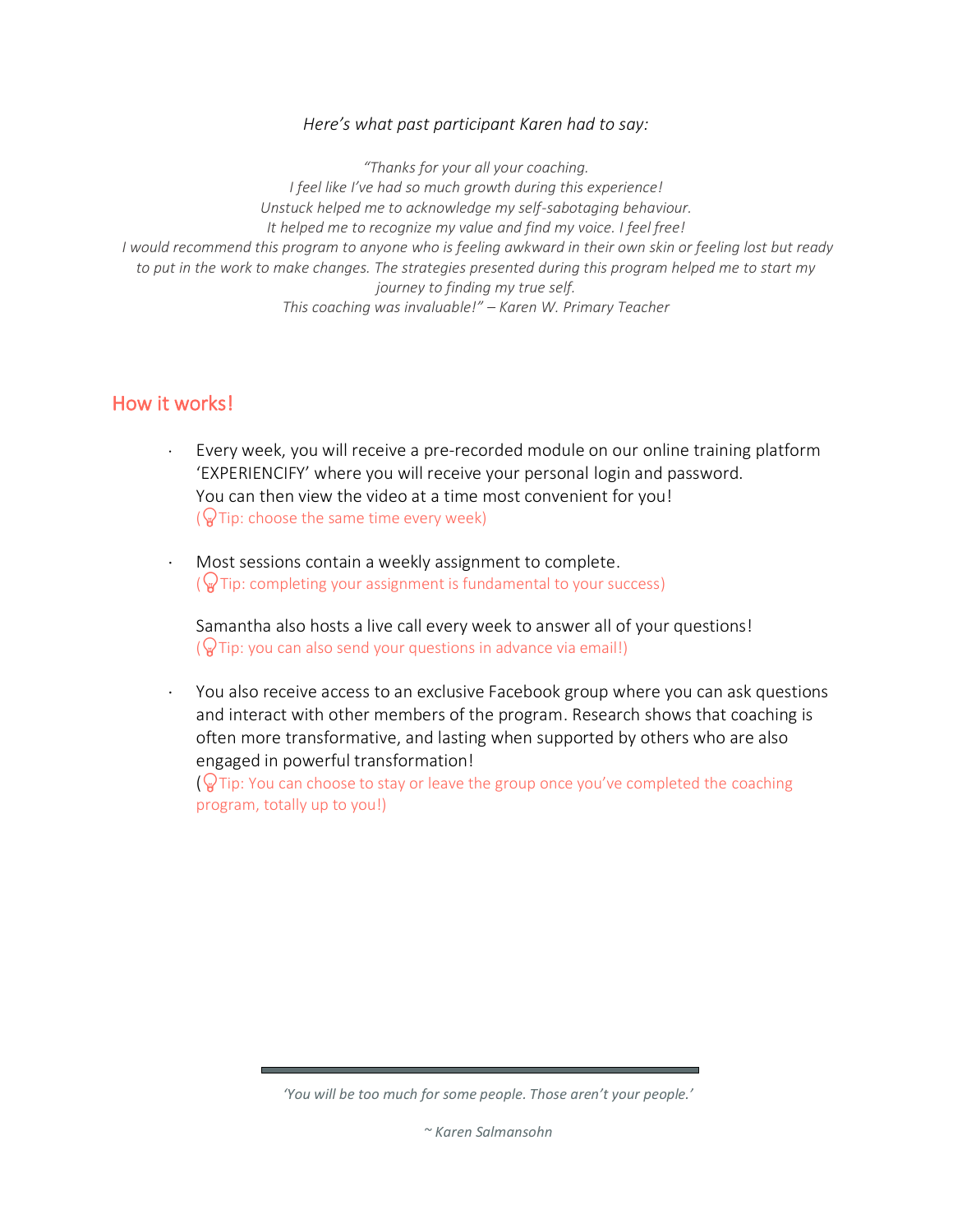*Here's what past participant Karen had to say:*

*"Thanks for your all your coaching.*
*I feel like I've had so much growth during this experience!*
*Unstuck helped me to acknowledge my self-sabotaging behaviour.*
*It helped me to recognize my value and find my voice. I feel free!*
*I would recommend this program to anyone who is feeling awkward in their own skin or feeling lost but ready to put in the work to make changes. The strategies presented during this program helped me to start my journey to finding my true self.*
*This coaching was invaluable!" – Karen W. Primary Teacher*

## How it works!

- Every week, you will receive a pre-recorded module on our online training platform 'EXPERIENCIFY' where you will receive your personal login and password.
  You can then view the video at a time most convenient for you!
  (Tip: choose the same time every week)

- Most sessions contain a weekly assignment to complete.
  (Tip: completing your assignment is fundamental to your success)

  Samantha also hosts a live call every week to answer all of your questions!
  (Tip: you can also send your questions in advance via email!)

- You also receive access to an exclusive Facebook group where you can ask questions and interact with other members of the program. Research shows that coaching is often more transformative, and lasting when supported by others who are also engaged in powerful transformation!
  (Tip: You can choose to stay or leave the group once you've completed the coaching program, totally up to you!)

---

*'You will be too much for some people. Those aren't your people.'*

*~ Karen Salmansohn*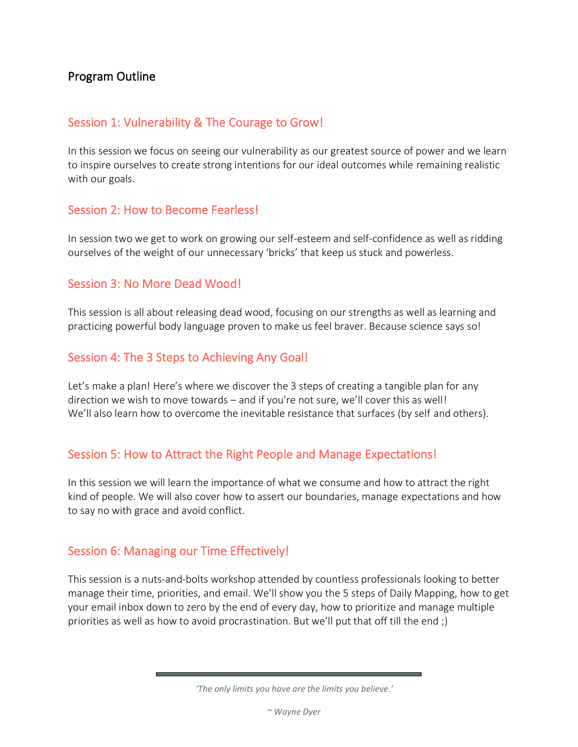## Program Outline

### Session 1: Vulnerability & The Courage to Grow!

In this session we focus on seeing our vulnerability as our greatest source of power and we learn to inspire ourselves to create strong intentions for our ideal outcomes while remaining realistic with our goals.

### Session 2: How to Become Fearless!

In session two we get to work on growing our self-esteem and self-confidence as well as ridding ourselves of the weight of our unnecessary 'bricks' that keep us stuck and powerless.

### Session 3: No More Dead Wood!

This session is all about releasing dead wood, focusing on our strengths as well as learning and practicing powerful body language proven to make us feel braver. Because science says so!

### Session 4: The 3 Steps to Achieving Any Goal!

Let's make a plan! Here's where we discover the 3 steps of creating a tangible plan for any direction we wish to move towards – and if you're not sure, we'll cover this as well!
We'll also learn how to overcome the inevitable resistance that surfaces (by self and others).

### Session 5: How to Attract the Right People and Manage Expectations!

In this session we will learn the importance of what we consume and how to attract the right kind of people. We will also cover how to assert our boundaries, manage expectations and how to say no with grace and avoid conflict.

### Session 6: Managing our Time Effectively!

This session is a nuts-and-bolts workshop attended by countless professionals looking to better manage their time, priorities, and email. We'll show you the 5 steps of Daily Mapping, how to get your email inbox down to zero by the end of every day, how to prioritize and manage multiple priorities as well as how to avoid procrastination. But we'll put that off till the end ;)

---

*'The only limits you have are the limits you believe.'*

*~ Wayne Dyer*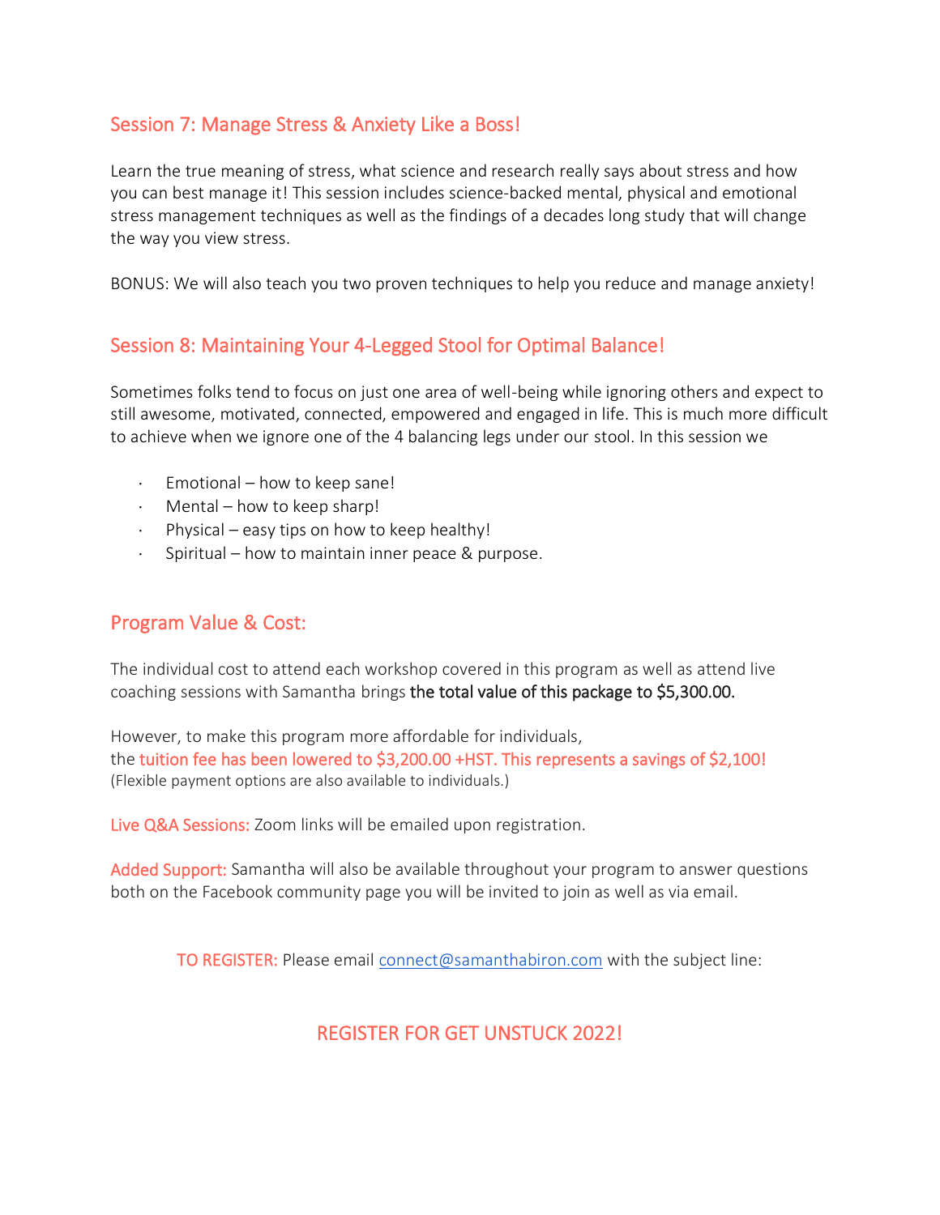## Session 7: Manage Stress & Anxiety Like a Boss!

Learn the true meaning of stress, what science and research really says about stress and how you can best manage it! This session includes science-backed mental, physical and emotional stress management techniques as well as the findings of a decades long study that will change the way you view stress.

BONUS: We will also teach you two proven techniques to help you reduce and manage anxiety!

## Session 8: Maintaining Your 4-Legged Stool for Optimal Balance!

Sometimes folks tend to focus on just one area of well-being while ignoring others and expect to still awesome, motivated, connected, empowered and engaged in life. This is much more difficult to achieve when we ignore one of the 4 balancing legs under our stool. In this session we

- Emotional – how to keep sane!
- Mental – how to keep sharp!
- Physical – easy tips on how to keep healthy!
- Spiritual – how to maintain inner peace & purpose.

## Program Value & Cost:

The individual cost to attend each workshop covered in this program as well as attend live coaching sessions with Samantha brings **the total value of this package to $5,300.00.**

However, to make this program more affordable for individuals, the **tuition fee has been lowered to $3,200.00 +HST. This represents a savings of $2,100!**
(Flexible payment options are also available to individuals.)

**Live Q&A Sessions:** Zoom links will be emailed upon registration.

**Added Support:** Samantha will also be available throughout your program to answer questions both on the Facebook community page you will be invited to join as well as via email.

**TO REGISTER:** Please email connect@samanthabiron.com with the subject line:

## REGISTER FOR GET UNSTUCK 2022!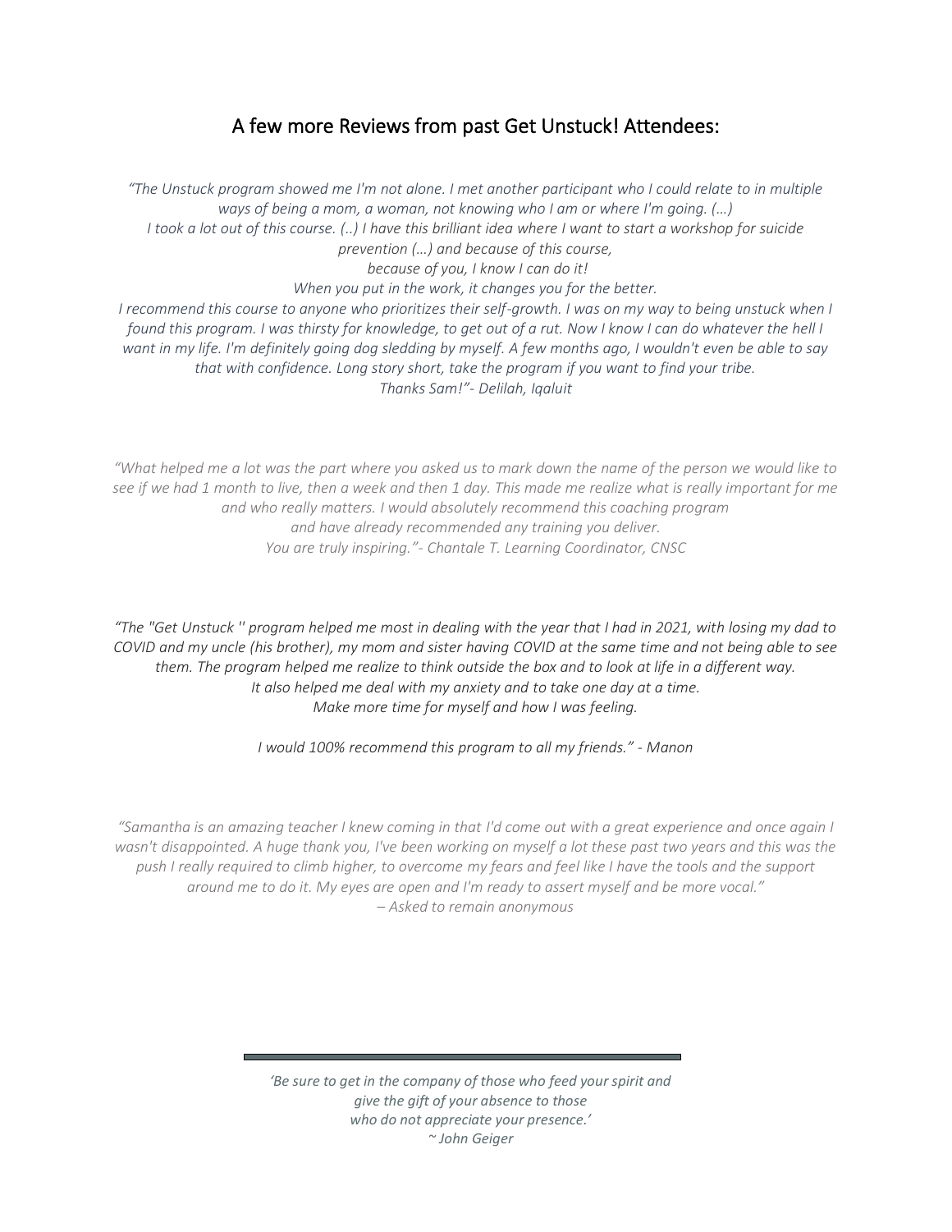## A few more Reviews from past Get Unstuck! Attendees:

*"The Unstuck program showed me I'm not alone. I met another participant who I could relate to in multiple ways of being a mom, a woman, not knowing who I am or where I'm going. (…)*
*I took a lot out of this course. (..) I have this brilliant idea where I want to start a workshop for suicide prevention (…) and because of this course,*
*because of you, I know I can do it!*
*When you put in the work, it changes you for the better.*
*I recommend this course to anyone who prioritizes their self-growth. I was on my way to being unstuck when I found this program. I was thirsty for knowledge, to get out of a rut. Now I know I can do whatever the hell I want in my life. I'm definitely going dog sledding by myself. A few months ago, I wouldn't even be able to say that with confidence. Long story short, take the program if you want to find your tribe.*
*Thanks Sam!"- Delilah, Iqaluit*

*"What helped me a lot was the part where you asked us to mark down the name of the person we would like to see if we had 1 month to live, then a week and then 1 day. This made me realize what is really important for me and who really matters. I would absolutely recommend this coaching program*
*and have already recommended any training you deliver.*
*You are truly inspiring."- Chantale T. Learning Coordinator, CNSC*

*"The "Get Unstuck '' program helped me most in dealing with the year that I had in 2021, with losing my dad to COVID and my uncle (his brother), my mom and sister having COVID at the same time and not being able to see them. The program helped me realize to think outside the box and to look at life in a different way.*
*It also helped me deal with my anxiety and to take one day at a time.*
*Make more time for myself and how I was feeling.*

*I would 100% recommend this program to all my friends." - Manon*

*"Samantha is an amazing teacher I knew coming in that I'd come out with a great experience and once again I wasn't disappointed. A huge thank you, I've been working on myself a lot these past two years and this was the push I really required to climb higher, to overcome my fears and feel like I have the tools and the support around me to do it. My eyes are open and I'm ready to assert myself and be more vocal."*
*– Asked to remain anonymous*

---

*'Be sure to get in the company of those who feed your spirit and*
*give the gift of your absence to those*
*who do not appreciate your presence.'*
*~ John Geiger*